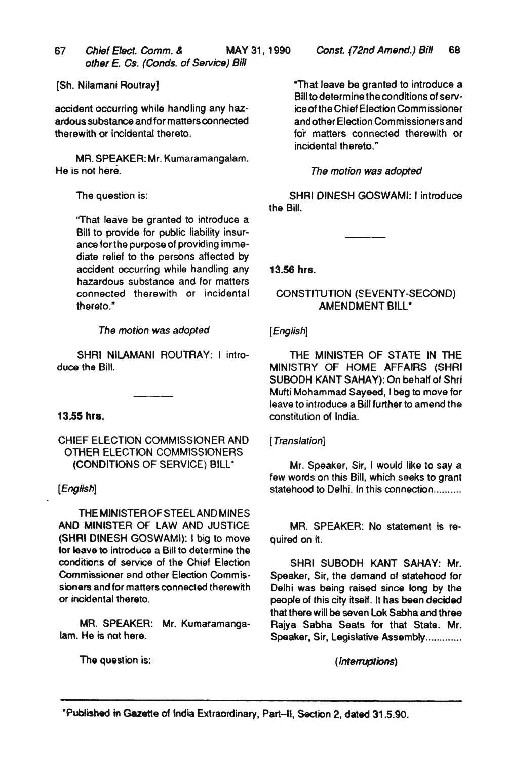[Sh. Nilamani Routray]

accident occurring while handling any hazardous substance and for matters connected therewith or incidental thereto.

MR. SPEAKER: Mr. Kumaramangalam. He is not here.

The question is:

"That leave be granted to introduce a Bill to provide for public liability insurance for the purpose of providing immediate relief to the persons affected by accident occurring while handling any hazardous substance and for matters connected therewith or incidental thereto."

*The motion was adopted*

SHRI NILAMANI ROUTRAY: I introduce the Bill.

---

**13.55 hrs.**

## CHIEF ELECTION COMMISSIONER AND OTHER ELECTION COMMISSIONERS (CONDITIONS OF SERVICE) BILL*

*[English]*

THE MINISTER OF STEEL AND MINES AND MINISTER OF LAW AND JUSTICE (SHRI DINESH GOSWAMI): I big to move for leave to introduce a Bill to determine the conditions of service of the Chief Election Commissioner and other Election Commissioners and for matters connected therewith or incidental thereto.

MR. SPEAKER: Mr. Kumaramangalam. He is not here.

The question is:

"That leave be granted to introduce a Bill to determine the conditions of service of the Chief Election Commissioner and other Election Commissioners and for matters connected therewith or incidental thereto."

*The motion was adopted*

SHRI DINESH GOSWAMI: I introduce the Bill.

---

**13.56 hrs.**

## CONSTITUTION (SEVENTY-SECOND) AMENDMENT BILL*

*[English]*

THE MINISTER OF STATE IN THE MINISTRY OF HOME AFFAIRS (SHRI SUBODH KANT SAHAY): On behalf of Shri Mufti Mohammad Sayeed, I beg to move for leave to introduce a Bill further to amend the constitution of India.

*[Translation]*

Mr. Speaker, Sir, I would like to say a few words on this Bill, which seeks to grant statehood to Delhi. In this connection..........

MR. SPEAKER: No statement is required on it.

SHRI SUBODH KANT SAHAY: Mr. Speaker, Sir, the demand of statehood for Delhi was being raised since long by the people of this city itself. It has been decided that there will be seven Lok Sabha and three Rajya Sabha Seats for that State. Mr. Speaker, Sir, Legislative Assembly.............

*(Interruptions)*

---

*Published in Gazette of India Extraordinary, Part-II, Section 2, dated 31.5.90.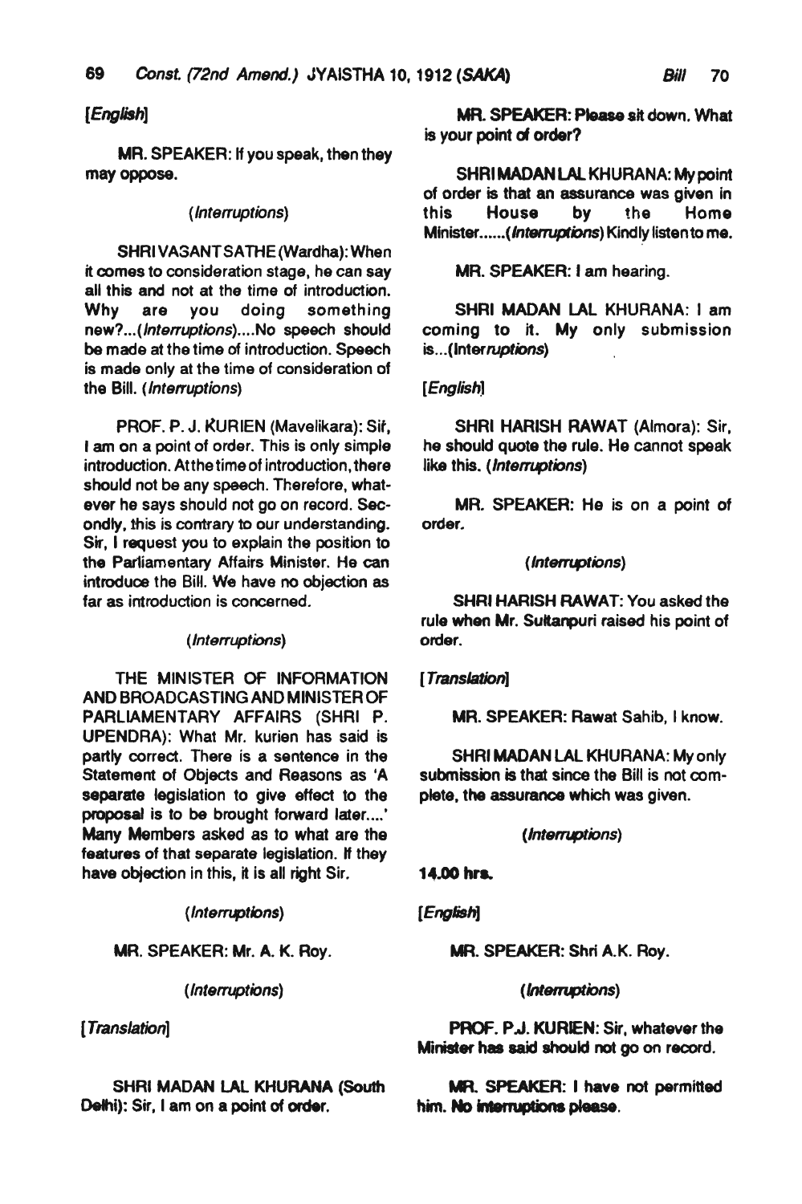[English]

MR. SPEAKER: If you speak, then they may oppose.

(Interruptions)

SHRI VASANT SATHE (Wardha): When it comes to consideration stage, he can say all this and not at the time of introduction. Why are you doing something new?...(Interruptions)....No speech should be made at the time of introduction. Speech is made only at the time of consideration of the Bill. (Interruptions)

PROF. P. J. KURIEN (Mavelikara): Sir, I am on a point of order. This is only simple introduction. At the time of introduction, there should not be any speech. Therefore, whatever he says should not go on record. Secondly, this is contrary to our understanding. Sir, I request you to explain the position to the Parliamentary Affairs Minister. He can introduce the Bill. We have no objection as far as introduction is concerned.

(Interruptions)

THE MINISTER OF INFORMATION AND BROADCASTING AND MINISTER OF PARLIAMENTARY AFFAIRS (SHRI P. UPENDRA): What Mr. kurien has said is partly correct. There is a sentence in the Statement of Objects and Reasons as 'A separate legislation to give effect to the proposal is to be brought forward later....' Many Members asked as to what are the features of that separate legislation. If they have objection in this, it is all right Sir.

(Interruptions)

MR. SPEAKER: Mr. A. K. Roy.

(Interruptions)

[Translation]

SHRI MADAN LAL KHURANA (South Delhi): Sir, I am on a point of order.

MR. SPEAKER: Please sit down. What is your point of order?

SHRI MADAN LAL KHURANA: My point of order is that an assurance was given in this House by the Home Minister......(Interruptions) Kindly listen to me.

MR. SPEAKER: I am hearing.

SHRI MADAN LAL KHURANA: I am coming to it. My only submission is...(Interruptions)

[English]

SHRI HARISH RAWAT (Almora): Sir, he should quote the rule. He cannot speak like this. (Interruptions)

MR. SPEAKER: He is on a point of order.

(Interruptions)

SHRI HARISH RAWAT: You asked the rule when Mr. Sultanpuri raised his point of order.

[Translation]

MR. SPEAKER: Rawat Sahib, I know.

SHRI MADAN LAL KHURANA: My only submission is that since the Bill is not complete, the assurance which was given.

(Interruptions)

**14.00 hrs.**

[English]

MR. SPEAKER: Shri A.K. Roy.

(Interruptions)

PROF. P.J. KURIEN: Sir, whatever the Minister has said should not go on record.

MR. SPEAKER: I have not permitted him. No interruptions please.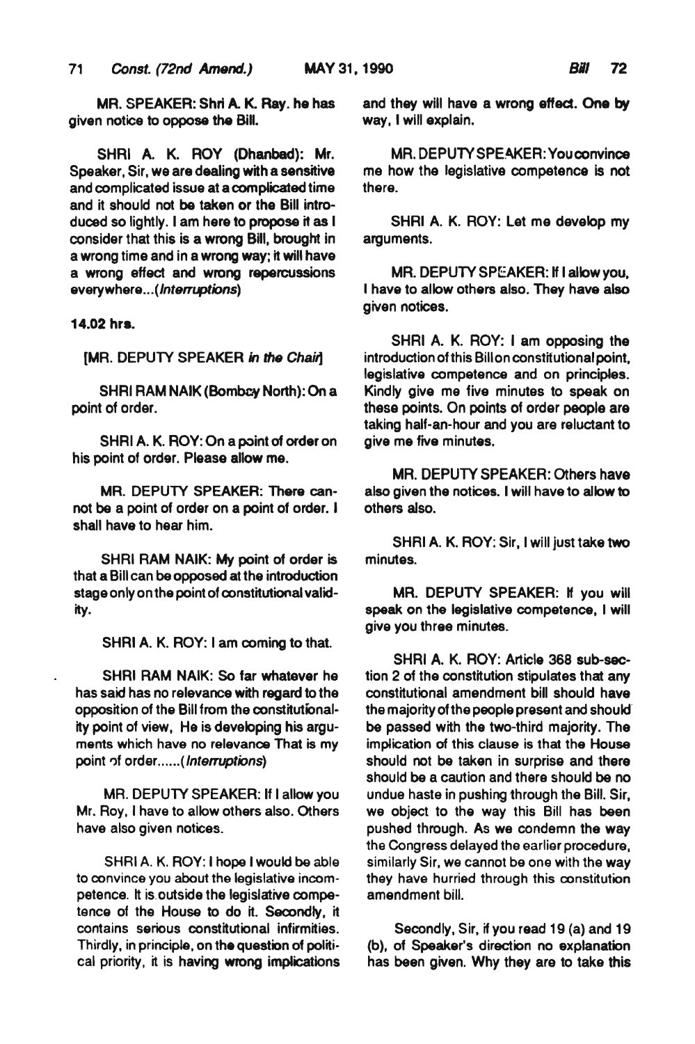MR. SPEAKER: Shri A. K. Ray. he has given notice to oppose the Bill.

SHRI A. K. ROY (Dhanbad): Mr. Speaker, Sir, we are dealing with a sensitive and complicated issue at a complicated time and it should not be taken or the Bill introduced so lightly. I am here to propose it as I consider that this is a wrong Bill, brought in a wrong time and in a wrong way; it will have a wrong effect and wrong repercussions everywhere...(*Interruptions*)

**14.02 hrs.**

[MR. DEPUTY SPEAKER *in the Chair*]

SHRI RAM NAIK (Bombay North): On a point of order.

SHRI A. K. ROY: On a point of order on his point of order. Please allow me.

MR. DEPUTY SPEAKER: There cannot be a point of order on a point of order. I shall have to hear him.

SHRI RAM NAIK: My point of order is that a Bill can be opposed at the introduction stage only on the point of constitutional validity.

SHRI A. K. ROY: I am coming to that.

SHRI RAM NAIK: So far whatever he has said has no relevance with regard to the opposition of the Bill from the constitutionality point of view, He is developing his arguments which have no relevance That is my point of order......(*Interruptions*)

MR. DEPUTY SPEAKER: If I allow you Mr. Roy, I have to allow others also. Others have also given notices.

SHRI A. K. ROY: I hope I would be able to convince you about the legislative incompetence. It is outside the legislative competence of the House to do it. Secondly, it contains serious constitutional infirmities. Thirdly, in principle, on the question of political priority, it is having wrong implications and they will have a wrong effect. One by way, I will explain.

MR. DEPUTY SPEAKER: You convince me how the legislative competence is not there.

SHRI A. K. ROY: Let me develop my arguments.

MR. DEPUTY SPEAKER: If I allow you, I have to allow others also. They have also given notices.

SHRI A. K. ROY: I am opposing the introduction of this Bill on constitutional point, legislative competence and on principles. Kindly give me five minutes to speak on these points. On points of order people are taking half-an-hour and you are reluctant to give me five minutes.

MR. DEPUTY SPEAKER: Others have also given the notices. I will have to allow to others also.

SHRI A. K. ROY: Sir, I will just take two minutes.

MR. DEPUTY SPEAKER: If you will speak on the legislative competence, I will give you three minutes.

SHRI A. K. ROY: Article 368 sub-section 2 of the constitution stipulates that any constitutional amendment bill should have the majority of the people present and should be passed with the two-third majority. The implication of this clause is that the House should not be taken in surprise and there should be a caution and there should be no undue haste in pushing through the Bill. Sir, we object to the way this Bill has been pushed through. As we condemn the way the Congress delayed the earlier procedure, similarly Sir, we cannot be one with the way they have hurried through this constitution amendment bill.

Secondly, Sir, if you read 19 (a) and 19 (b), of Speaker's direction no explanation has been given. Why they are to take this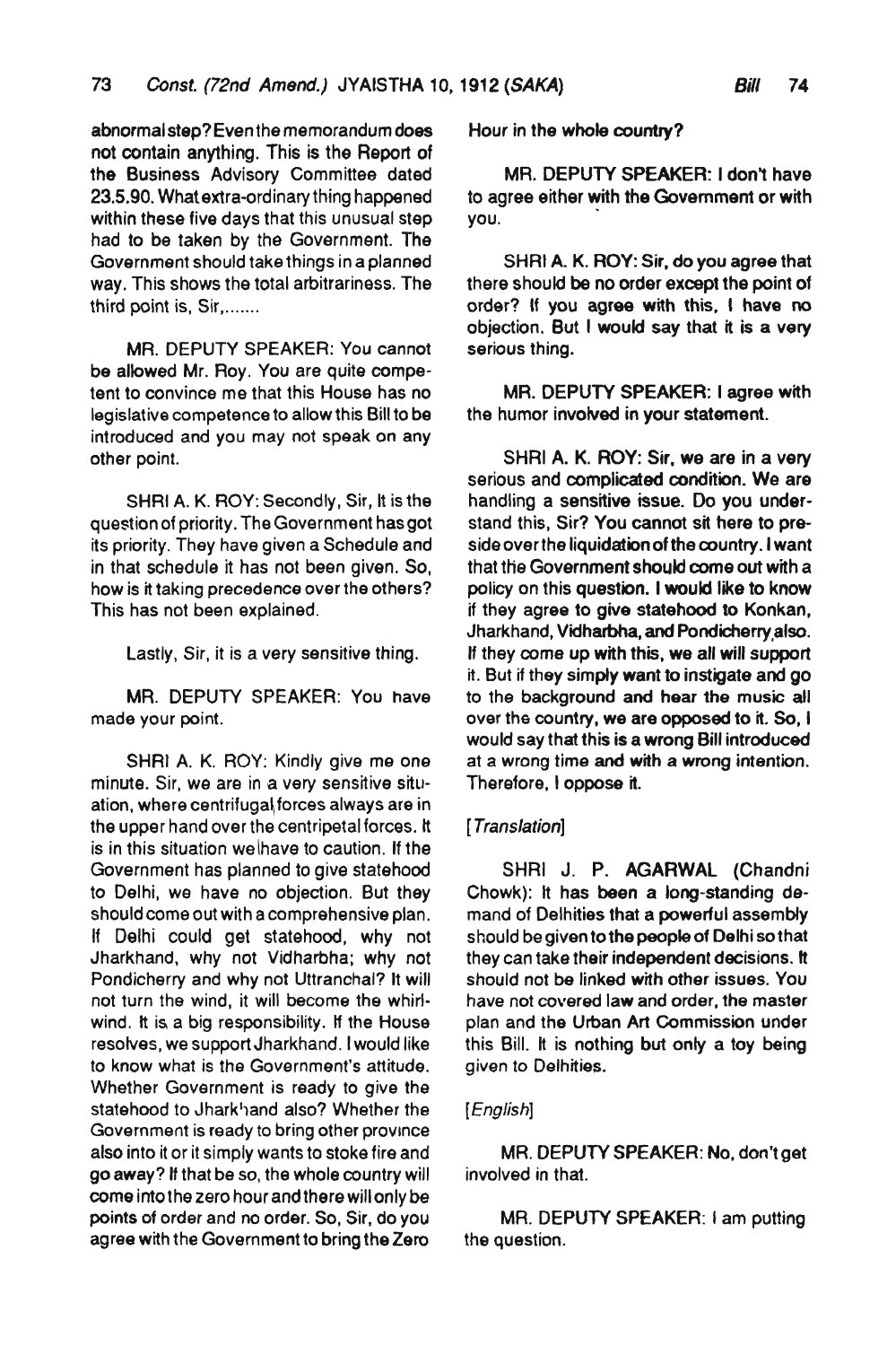abnormal step? Even the memorandum does not contain anything. This is the Report of the Business Advisory Committee dated 23.5.90. What extra-ordinary thing happened within these five days that this unusual step had to be taken by the Government. The Government should take things in a planned way. This shows the total arbitrariness. The third point is, Sir,.......

MR. DEPUTY SPEAKER: You cannot be allowed Mr. Roy. You are quite competent to convince me that this House has no legislative competence to allow this Bill to be introduced and you may not speak on any other point.

SHRI A. K. ROY: Secondly, Sir, It is the question of priority. The Government has got its priority. They have given a Schedule and in that schedule it has not been given. So, how is it taking precedence over the others? This has not been explained.

Lastly, Sir, it is a very sensitive thing.

MR. DEPUTY SPEAKER: You have made your point.

SHRI A. K. ROY: Kindly give me one minute. Sir, we are in a very sensitive situation, where centrifugal forces always are in the upper hand over the centripetal forces. It is in this situation we have to caution. If the Government has planned to give statehood to Delhi, we have no objection. But they should come out with a comprehensive plan. If Delhi could get statehood, why not Jharkhand, why not Vidharbha; why not Pondicherry and why not Uttranchal? It will not turn the wind, it will become the whirlwind. It is a big responsibility. If the House resolves, we support Jharkhand. I would like to know what is the Government's attitude. Whether Government is ready to give the statehood to Jharkhand also? Whether the Government is ready to bring other province also into it or it simply wants to stoke fire and go away? If that be so, the whole country will come into the zero hour and there will only be points of order and no order. So, Sir, do you agree with the Government to bring the Zero Hour in the whole country?

MR. DEPUTY SPEAKER: I don't have to agree either with the Government or with you.

SHRI A. K. ROY: Sir, do you agree that there should be no order except the point of order? If you agree with this, I have no objection. But I would say that it is a very serious thing.

MR. DEPUTY SPEAKER: I agree with the humor involved in your statement.

SHRI A. K. ROY: Sir, we are in a very serious and complicated condition. We are handling a sensitive issue. Do you understand this, Sir? You cannot sit here to preside over the liquidation of the country. I want that the Government should come out with a policy on this question. I would like to know if they agree to give statehood to Konkan, Jharkhand, Vidharbha, and Pondicherry also. If they come up with this, we all will support it. But if they simply want to instigate and go to the background and hear the music all over the country, we are opposed to it. So, I would say that this is a wrong Bill introduced at a wrong time and with a wrong intention. Therefore, I oppose it.

*[Translation]*

SHRI J. P. AGARWAL (Chandni Chowk): It has been a long-standing demand of Delhities that a powerful assembly should be given to the people of Delhi so that they can take their independent decisions. It should not be linked with other issues. You have not covered law and order, the master plan and the Urban Art Commission under this Bill. It is nothing but only a toy being given to Delhities.

*[English]*

MR. DEPUTY SPEAKER: No, don't get involved in that.

MR. DEPUTY SPEAKER: I am putting the question.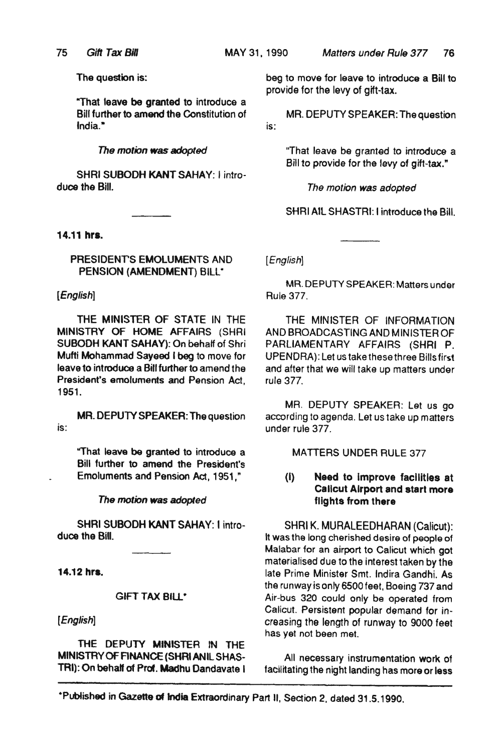The question is:

"That leave be granted to introduce a Bill further to amend the Constitution of India."

*The motion was adopted*

SHRI SUBODH KANT SAHAY: I introduce the Bill.

**14.11 hrs.**

## PRESIDENT'S EMOLUMENTS AND PENSION (AMENDMENT) BILL*

*[English]*

THE MINISTER OF STATE IN THE MINISTRY OF HOME AFFAIRS (SHRI SUBODH KANT SAHAY): On behalf of Shri Mufti Mohammad Sayeed I beg to move for leave to introduce a Bill further to amend the President's emoluments and Pension Act, 1951.

MR. DEPUTY SPEAKER: The question is:

"That leave be granted to introduce a Bill further to amend the President's Emoluments and Pension Act, 1951,"

*The motion was adopted*

SHRI SUBODH KANT SAHAY: I introduce the Bill.

**14.12 hrs.**

## GIFT TAX BILL*

*[English]*

THE DEPUTY MINISTER IN THE MINISTRY OF FINANCE (SHRI ANIL SHASTRI): On behalf of Prof. Madhu Dandavate I beg to move for leave to introduce a Bill to provide for the levy of gift-tax.

MR. DEPUTY SPEAKER: The question is:

"That leave be granted to introduce a Bill to provide for the levy of gift-tax."

*The motion was adopted*

SHRI AIL SHASTRI: I introduce the Bill.

*[English]*

MR. DEPUTY SPEAKER: Matters under Rule 377.

THE MINISTER OF INFORMATION AND BROADCASTING AND MINISTER OF PARLIAMENTARY AFFAIRS (SHRI P. UPENDRA): Let us take these three Bills first and after that we will take up matters under rule 377.

MR. DEPUTY SPEAKER: Let us go according to agenda. Let us take up matters under rule 377.

## MATTERS UNDER RULE 377

### (I) Need to improve facilities at Calicut Airport and start more flights from there

SHRI K. MURALEEDHARAN (Calicut): It was the long cherished desire of people of Malabar for an airport to Calicut which got materialised due to the interest taken by the late Prime Minister Smt. Indira Gandhi. As the runway is only 6500 feet, Boeing 737 and Air-bus 320 could only be operated from Calicut. Persistent popular demand for increasing the length of runway to 9000 feet has yet not been met.

All necessary instrumentation work of facilitating the night landing has more or less

*Published in Gazette of India Extraordinary Part II, Section 2, dated 31.5.1990.